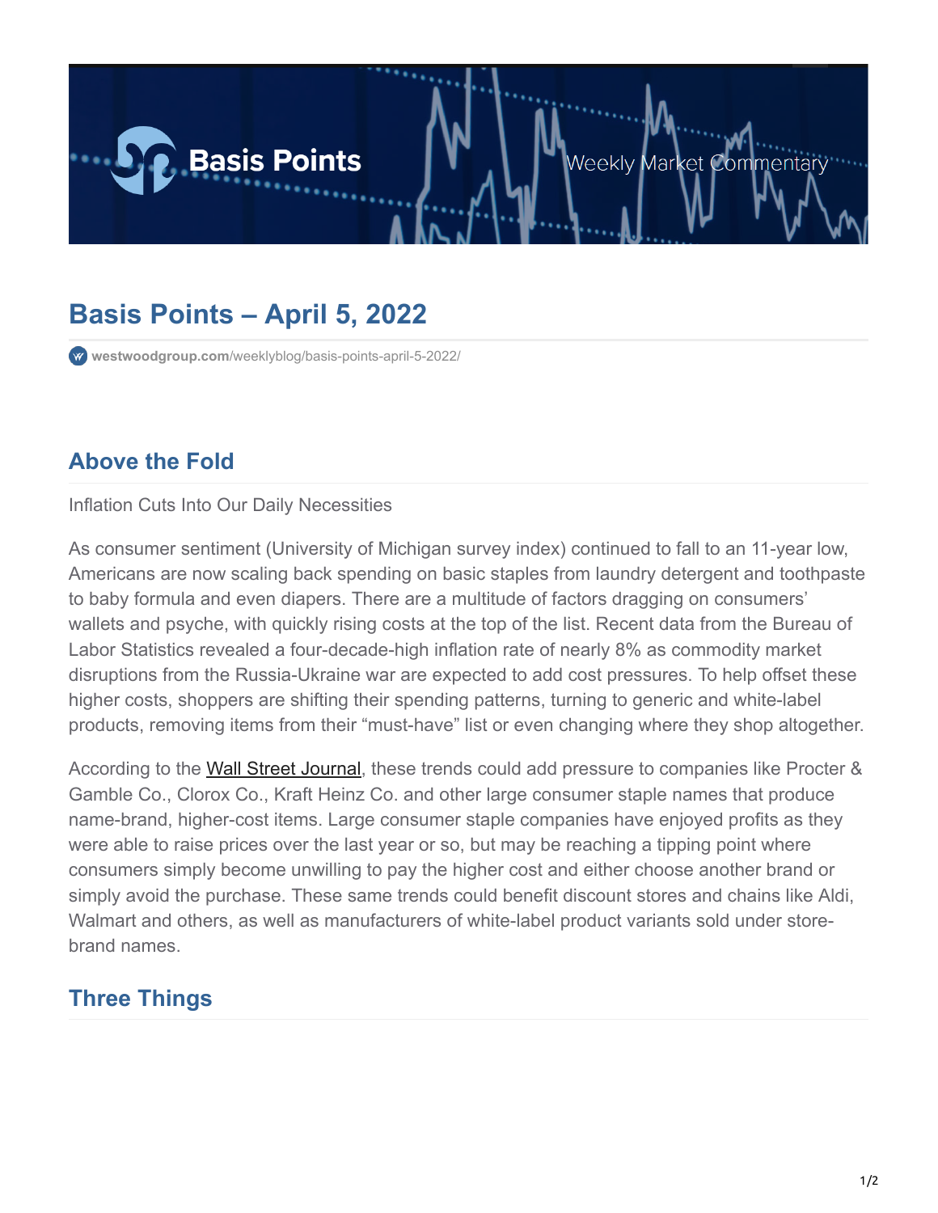# Basis Points – April 5, 2022

westwoodgroup.com/weeklyblog/basis-points-april-5-2022/

## Above the Fold

Inflation Cuts Into Our Daily Necessities

As consumer sentiment (University of Michigan survey index) continued to fall to an 11-year low, Americans are now scaling back spending on basic staples from laundry detergent and toothpaste to baby formula and even diapers. There are a multitude of factors dragging on consumers' wallets and psyche, with quickly rising costs at the top of the list. Recent data from the Bureau of Labor Statistics revealed a four-decade-high inflation rate of nearly 8% as commodity market disruptions from the Russia-Ukraine war are expected to add cost pressures. To help offset these higher costs, shoppers are shifting their spending patterns, turning to generic and white-label products, removing items from their "must-have" list or even changing where they shop altogether.

According to the Wall Street Journal, these trends could add pressure to companies like Procter & Gamble Co., Clorox Co., Kraft Heinz Co. and other large consumer staple names that produce name-brand, higher-cost items. Large consumer staple companies have enjoyed profits as they were able to raise prices over the last year or so, but may be reaching a tipping point where consumers simply become unwilling to pay the higher cost and either choose another brand or simply avoid the purchase. These same trends could benefit discount stores and chains like Aldi, Walmart and others, as well as manufacturers of white-label product variants sold under store-brand names.

## Three Things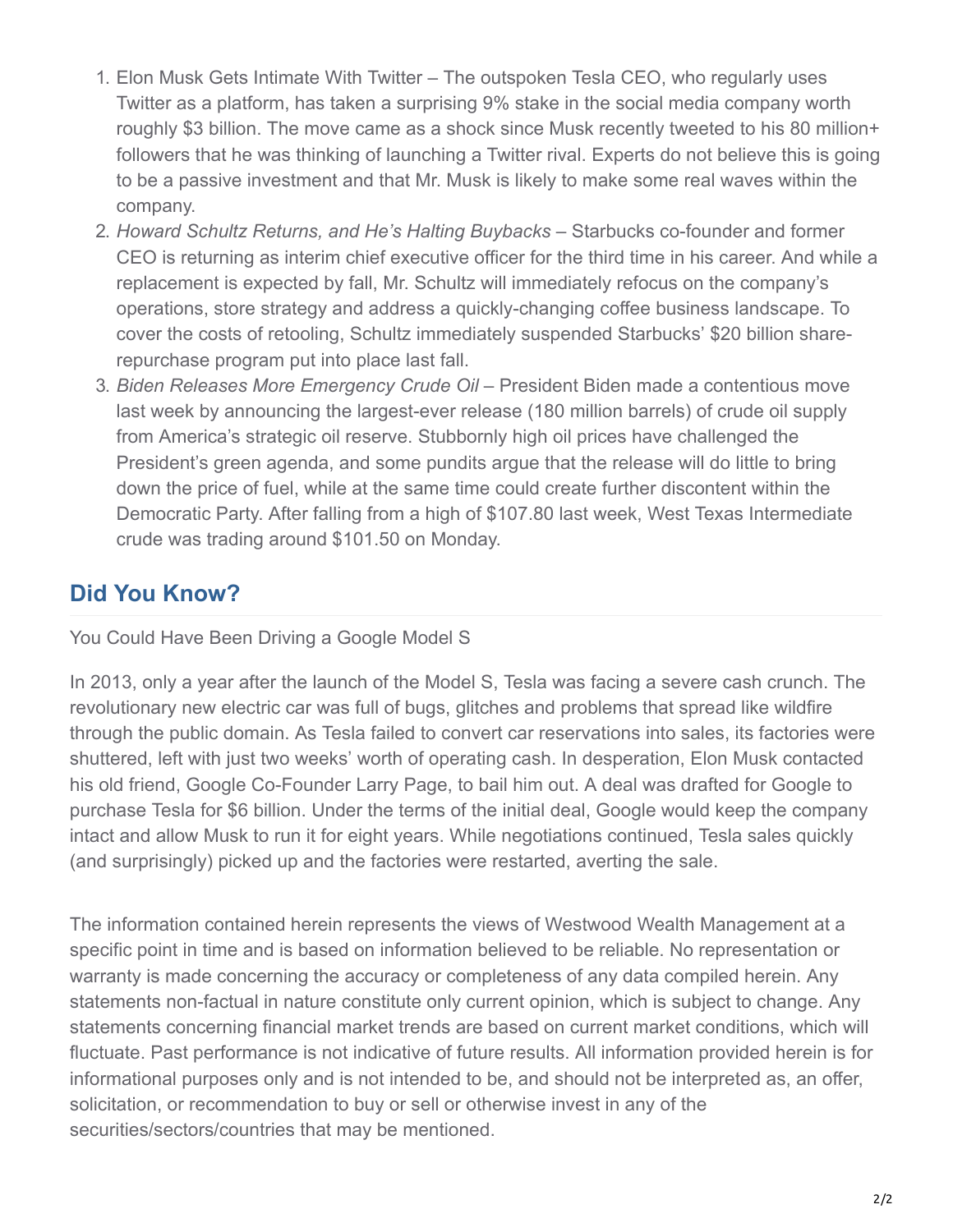1. Elon Musk Gets Intimate With Twitter – The outspoken Tesla CEO, who regularly uses Twitter as a platform, has taken a surprising 9% stake in the social media company worth roughly $3 billion. The move came as a shock since Musk recently tweeted to his 80 million+ followers that he was thinking of launching a Twitter rival. Experts do not believe this is going to be a passive investment and that Mr. Musk is likely to make some real waves within the company.
2. *Howard Schultz Returns, and He's Halting Buybacks* – Starbucks co-founder and former CEO is returning as interim chief executive officer for the third time in his career. And while a replacement is expected by fall, Mr. Schultz will immediately refocus on the company's operations, store strategy and address a quickly-changing coffee business landscape. To cover the costs of retooling, Schultz immediately suspended Starbucks' $20 billion share-repurchase program put into place last fall.
3. *Biden Releases More Emergency Crude Oil* – President Biden made a contentious move last week by announcing the largest-ever release (180 million barrels) of crude oil supply from America's strategic oil reserve. Stubbornly high oil prices have challenged the President's green agenda, and some pundits argue that the release will do little to bring down the price of fuel, while at the same time could create further discontent within the Democratic Party. After falling from a high of $107.80 last week, West Texas Intermediate crude was trading around $101.50 on Monday.

## Did You Know?

You Could Have Been Driving a Google Model S

In 2013, only a year after the launch of the Model S, Tesla was facing a severe cash crunch. The revolutionary new electric car was full of bugs, glitches and problems that spread like wildfire through the public domain. As Tesla failed to convert car reservations into sales, its factories were shuttered, left with just two weeks' worth of operating cash. In desperation, Elon Musk contacted his old friend, Google Co-Founder Larry Page, to bail him out. A deal was drafted for Google to purchase Tesla for $6 billion. Under the terms of the initial deal, Google would keep the company intact and allow Musk to run it for eight years. While negotiations continued, Tesla sales quickly (and surprisingly) picked up and the factories were restarted, averting the sale.

The information contained herein represents the views of Westwood Wealth Management at a specific point in time and is based on information believed to be reliable. No representation or warranty is made concerning the accuracy or completeness of any data compiled herein. Any statements non-factual in nature constitute only current opinion, which is subject to change. Any statements concerning financial market trends are based on current market conditions, which will fluctuate. Past performance is not indicative of future results. All information provided herein is for informational purposes only and is not intended to be, and should not be interpreted as, an offer, solicitation, or recommendation to buy or sell or otherwise invest in any of the securities/sectors/countries that may be mentioned.